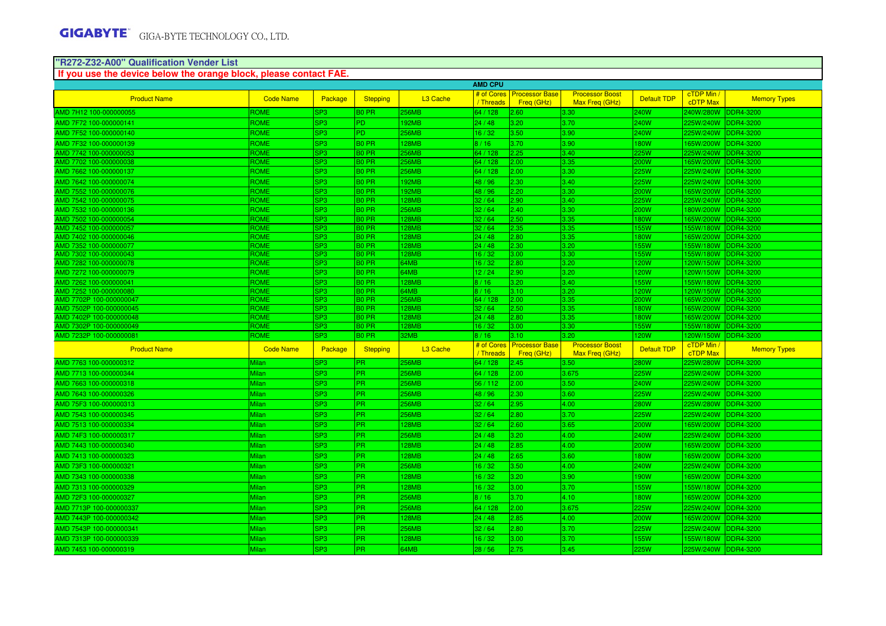GIGABYTE GIGA-BYTE TECHNOLOGY CO., LTD.

## "R272-Z32-A00" Qualification Vender List

**If you use the device below the orange block, please contact FAE.**

### AMD CPU

| Product Name | Code Name | Package | Stepping | L3 Cache | # of Cores / Threads | Processor Base Freq (GHz) | Processor Boost Max Freq (GHz) | Default TDP | cTDP Min / cDTP Max | Memory Types |
|---|---|---|---|---|---|---|---|---|---|---|
| AMD 7H12 100-000000055 | ROME | SP3 | B0 PR | 256MB | 64 / 128 | 2.60 | 3.30 | 240W | 240W/280W | DDR4-3200 |
| AMD 7F72 100-000000141 | ROME | SP3 | PD | 192MB | 24 / 48 | 3.20 | 3.70 | 240W | 225W/240W | DDR4-3200 |
| AMD 7F52 100-000000140 | ROME | SP3 | PD | 256MB | 16 / 32 | 3.50 | 3.90 | 240W | 225W/240W | DDR4-3200 |
| AMD 7F32 100-000000139 | ROME | SP3 | B0 PR | 128MB | 8 / 16 | 3.70 | 3.90 | 180W | 165W/200W | DDR4-3200 |
| AMD 7742 100-000000053 | ROME | SP3 | B0 PR | 256MB | 64 / 128 | 2.25 | 3.40 | 225W | 225W/240W | DDR4-3200 |
| AMD 7702 100-000000038 | ROME | SP3 | B0 PR | 256MB | 64 / 128 | 2.00 | 3.35 | 200W | 165W/200W | DDR4-3200 |
| AMD 7662 100-000000137 | ROME | SP3 | B0 PR | 256MB | 64 / 128 | 2.00 | 3.30 | 225W | 225W/240W | DDR4-3200 |
| AMD 7642 100-000000074 | ROME | SP3 | B0 PR | 192MB | 48 / 96 | 2.30 | 3.40 | 225W | 225W/240W | DDR4-3200 |
| AMD 7552 100-000000076 | ROME | SP3 | B0 PR | 192MB | 48 / 96 | 2.20 | 3.30 | 200W | 165W/200W | DDR4-3200 |
| AMD 7542 100-000000075 | ROME | SP3 | B0 PR | 128MB | 32 / 64 | 2.90 | 3.40 | 225W | 225W/240W | DDR4-3200 |
| AMD 7532 100-000000136 | ROME | SP3 | B0 PR | 256MB | 32 / 64 | 2.40 | 3.30 | 200W | 180W/200W | DDR4-3200 |
| AMD 7502 100-000000054 | ROME | SP3 | B0 PR | 128MB | 32 / 64 | 2.50 | 3.35 | 180W | 165W/200W | DDR4-3200 |
| AMD 7452 100-000000057 | ROME | SP3 | B0 PR | 128MB | 32 / 64 | 2.35 | 3.35 | 155W | 155W/180W | DDR4-3200 |
| AMD 7402 100-000000046 | ROME | SP3 | B0 PR | 128MB | 24 / 48 | 2.80 | 3.35 | 180W | 165W/200W | DDR4-3200 |
| AMD 7352 100-000000077 | ROME | SP3 | B0 PR | 128MB | 24 / 48 | 2.30 | 3.20 | 155W | 155W/180W | DDR4-3200 |
| AMD 7302 100-000000043 | ROME | SP3 | B0 PR | 128MB | 16 / 32 | 3.00 | 3.30 | 155W | 155W/180W | DDR4-3200 |
| AMD 7282 100-000000078 | ROME | SP3 | B0 PR | 64MB | 16 / 32 | 2.80 | 3.20 | 120W | 120W/150W | DDR4-3200 |
| AMD 7272 100-000000079 | ROME | SP3 | B0 PR | 64MB | 12 / 24 | 2.90 | 3.20 | 120W | 120W/150W | DDR4-3200 |
| AMD 7262 100-000000041 | ROME | SP3 | B0 PR | 128MB | 8 / 16 | 3.20 | 3.40 | 155W | 155W/180W | DDR4-3200 |
| AMD 7252 100-000000080 | ROME | SP3 | B0 PR | 64MB | 8 / 16 | 3.10 | 3.20 | 120W | 120W/150W | DDR4-3200 |
| AMD 7702P 100-000000047 | ROME | SP3 | B0 PR | 256MB | 64 / 128 | 2.00 | 3.35 | 200W | 165W/200W | DDR4-3200 |
| AMD 7502P 100-000000045 | ROME | SP3 | B0 PR | 128MB | 32 / 64 | 2.50 | 3.35 | 180W | 165W/200W | DDR4-3200 |
| AMD 7402P 100-000000048 | ROME | SP3 | B0 PR | 128MB | 24 / 48 | 2.80 | 3.35 | 180W | 165W/200W | DDR4-3200 |
| AMD 7302P 100-000000049 | ROME | SP3 | B0 PR | 128MB | 16 / 32 | 3.00 | 3.30 | 155W | 155W/180W | DDR4-3200 |
| AMD 7232P 100-000000081 | ROME | SP3 | B0 PR | 32MB | 8 / 16 | 3.10 | 3.20 | 120W | 120W/150W | DDR4-3200 |
| **Product Name** | **Code Name** | **Package** | **Stepping** | **L3 Cache** | **# of Cores / Threads** | **Processor Base Freq (GHz)** | **Processor Boost Max Freq (GHz)** | **Default TDP** | **cTDP Min / cDTP Max** | **Memory Types** |
| AMD 7763 100-000000312 | Milan | SP3 | PR | 256MB | 64 / 128 | 2.45 | 3.50 | 280W | 225W/280W | DDR4-3200 |
| AMD 7713 100-000000344 | Milan | SP3 | PR | 256MB | 64 / 128 | 2.00 | 3.675 | 225W | 225W/240W | DDR4-3200 |
| AMD 7663 100-000000318 | Milan | SP3 | PR | 256MB | 56 / 112 | 2.00 | 3.50 | 240W | 225W/240W | DDR4-3200 |
| AMD 7643 100-000000326 | Milan | SP3 | PR | 256MB | 48 / 96 | 2.30 | 3.60 | 225W | 225W/240W | DDR4-3200 |
| AMD 75F3 100-000000313 | Milan | SP3 | PR | 256MB | 32 / 64 | 2.95 | 4.00 | 280W | 225W/280W | DDR4-3200 |
| AMD 7543 100-000000345 | Milan | SP3 | PR | 256MB | 32 / 64 | 2.80 | 3.70 | 225W | 225W/240W | DDR4-3200 |
| AMD 7513 100-000000334 | Milan | SP3 | PR | 128MB | 32 / 64 | 2.60 | 3.65 | 200W | 165W/200W | DDR4-3200 |
| AMD 74F3 100-000000317 | Milan | SP3 | PR | 256MB | 24 / 48 | 3.20 | 4.00 | 240W | 225W/240W | DDR4-3200 |
| AMD 7443 100-000000340 | Milan | SP3 | PR | 128MB | 24 / 48 | 2.85 | 4.00 | 200W | 165W/200W | DDR4-3200 |
| AMD 7413 100-000000323 | Milan | SP3 | PR | 128MB | 24 / 48 | 2.65 | 3.60 | 180W | 165W/200W | DDR4-3200 |
| AMD 73F3 100-000000321 | Milan | SP3 | PR | 256MB | 16 / 32 | 3.50 | 4.00 | 240W | 225W/240W | DDR4-3200 |
| AMD 7343 100-000000338 | Milan | SP3 | PR | 128MB | 16 / 32 | 3.20 | 3.90 | 190W | 165W/200W | DDR4-3200 |
| AMD 7313 100-000000329 | Milan | SP3 | PR | 128MB | 16 / 32 | 3.00 | 3.70 | 155W | 155W/180W | DDR4-3200 |
| AMD 72F3 100-000000327 | Milan | SP3 | PR | 256MB | 8 / 16 | 3.70 | 4.10 | 180W | 165W/200W | DDR4-3200 |
| AMD 7713P 100-000000337 | Milan | SP3 | PR | 256MB | 64 / 128 | 2.00 | 3.675 | 225W | 225W/240W | DDR4-3200 |
| AMD 7443P 100-000000342 | Milan | SP3 | PR | 128MB | 24 / 48 | 2.85 | 4.00 | 200W | 165W/200W | DDR4-3200 |
| AMD 7543P 100-000000341 | Milan | SP3 | PR | 256MB | 32 / 64 | 2.80 | 3.70 | 225W | 225W/240W | DDR4-3200 |
| AMD 7313P 100-000000339 | Milan | SP3 | PR | 128MB | 16 / 32 | 3.00 | 3.70 | 155W | 155W/180W | DDR4-3200 |
| AMD 7453 100-000000319 | Milan | SP3 | PR | 64MB | 28 / 56 | 2.75 | 3.45 | 225W | 225W/240W | DDR4-3200 |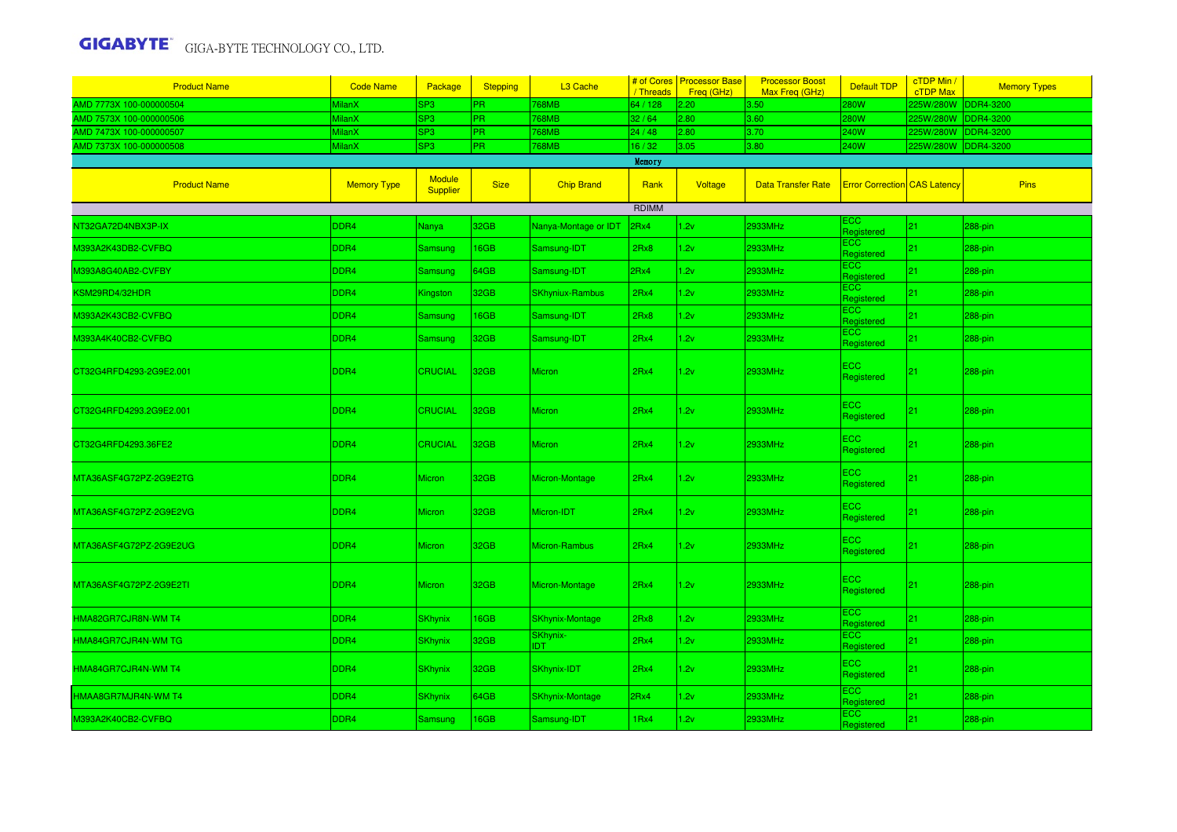| Product Name | Code Name | Package | Stepping | L3 Cache | # of Cores / Threads | Processor Base Freq (GHz) | Processor Boost Max Freq (GHz) | Default TDP | cTDP Min / cTDP Max | Memory Types |
|---|---|---|---|---|---|---|---|---|---|---|
| AMD 7773X 100-000000504 | MilanX | SP3 | PR | 768MB | 64 / 128 | 2.20 | 3.50 | 280W | 225W/280W | DDR4-3200 |
| AMD 7573X 100-000000506 | MilanX | SP3 | PR | 768MB | 32 / 64 | 2.80 | 3.60 | 280W | 225W/280W | DDR4-3200 |
| AMD 7473X 100-000000507 | MilanX | SP3 | PR | 768MB | 24 / 48 | 2.80 | 3.70 | 240W | 225W/280W | DDR4-3200 |
| AMD 7373X 100-000000508 | MilanX | SP3 | PR | 768MB | 16 / 32 | 3.05 | 3.80 | 240W | 225W/280W | DDR4-3200 |

Memory

| Product Name | Memory Type | Module Supplier | Size | Chip Brand | Rank | Voltage | Data Transfer Rate | Error Correction | CAS Latency | Pins |
|---|---|---|---|---|---|---|---|---|---|---|
| RDIMM | | | | | | | | | | |
| NT32GA72D4NBX3P-IX | DDR4 | Nanya | 32GB | Nanya-Montage or IDT | 2Rx4 | 1.2v | 2933MHz | ECC Registered | 21 | 288-pin |
| M393A2K43DB2-CVFBQ | DDR4 | Samsung | 16GB | Samsung-IDT | 2Rx8 | 1.2v | 2933MHz | ECC Registered | 21 | 288-pin |
| M393A8G40AB2-CVFBY | DDR4 | Samsung | 64GB | Samsung-IDT | 2Rx4 | 1.2v | 2933MHz | ECC Registered | 21 | 288-pin |
| KSM29RD4/32HDR | DDR4 | Kingston | 32GB | SKhyniux-Rambus | 2Rx4 | 1.2v | 2933MHz | ECC Registered | 21 | 288-pin |
| M393A2K43CB2-CVFBQ | DDR4 | Samsung | 16GB | Samsung-IDT | 2Rx8 | 1.2v | 2933MHz | ECC Registered | 21 | 288-pin |
| M393A4K40CB2-CVFBQ | DDR4 | Samsung | 32GB | Samsung-IDT | 2Rx4 | 1.2v | 2933MHz | ECC Registered | 21 | 288-pin |
| CT32G4RFD4293-2G9E2.001 | DDR4 | CRUCIAL | 32GB | Micron | 2Rx4 | 1.2v | 2933MHz | ECC Registered | 21 | 288-pin |
| CT32G4RFD4293.2G9E2.001 | DDR4 | CRUCIAL | 32GB | Micron | 2Rx4 | 1.2v | 2933MHz | ECC Registered | 21 | 288-pin |
| CT32G4RFD4293.36FE2 | DDR4 | CRUCIAL | 32GB | Micron | 2Rx4 | 1.2v | 2933MHz | ECC Registered | 21 | 288-pin |
| MTA36ASF4G72PZ-2G9E2TG | DDR4 | Micron | 32GB | Micron-Montage | 2Rx4 | 1.2v | 2933MHz | ECC Registered | 21 | 288-pin |
| MTA36ASF4G72PZ-2G9E2VG | DDR4 | Micron | 32GB | Micron-IDT | 2Rx4 | 1.2v | 2933MHz | ECC Registered | 21 | 288-pin |
| MTA36ASF4G72PZ-2G9E2UG | DDR4 | Micron | 32GB | Micron-Rambus | 2Rx4 | 1.2v | 2933MHz | ECC Registered | 21 | 288-pin |
| MTA36ASF4G72PZ-2G9E2TI | DDR4 | Micron | 32GB | Micron-Montage | 2Rx4 | 1.2v | 2933MHz | ECC Registered | 21 | 288-pin |
| HMA82GR7CJR8N-WM T4 | DDR4 | SKhynix | 16GB | SKhynix-Montage | 2Rx8 | 1.2v | 2933MHz | ECC Registered | 21 | 288-pin |
| HMA84GR7CJR4N-WM TG | DDR4 | SKhynix | 32GB | SKhynix-IDT | 2Rx4 | 1.2v | 2933MHz | ECC Registered | 21 | 288-pin |
| HMA84GR7CJR4N-WM T4 | DDR4 | SKhynix | 32GB | SKhynix-IDT | 2Rx4 | 1.2v | 2933MHz | ECC Registered | 21 | 288-pin |
| HMAA8GR7MJR4N-WM T4 | DDR4 | SKhynix | 64GB | SKhynix-Montage | 2Rx4 | 1.2v | 2933MHz | ECC Registered | 21 | 288-pin |
| M393A2K40CB2-CVFBQ | DDR4 | Samsung | 16GB | Samsung-IDT | 1Rx4 | 1.2v | 2933MHz | ECC Registered | 21 | 288-pin |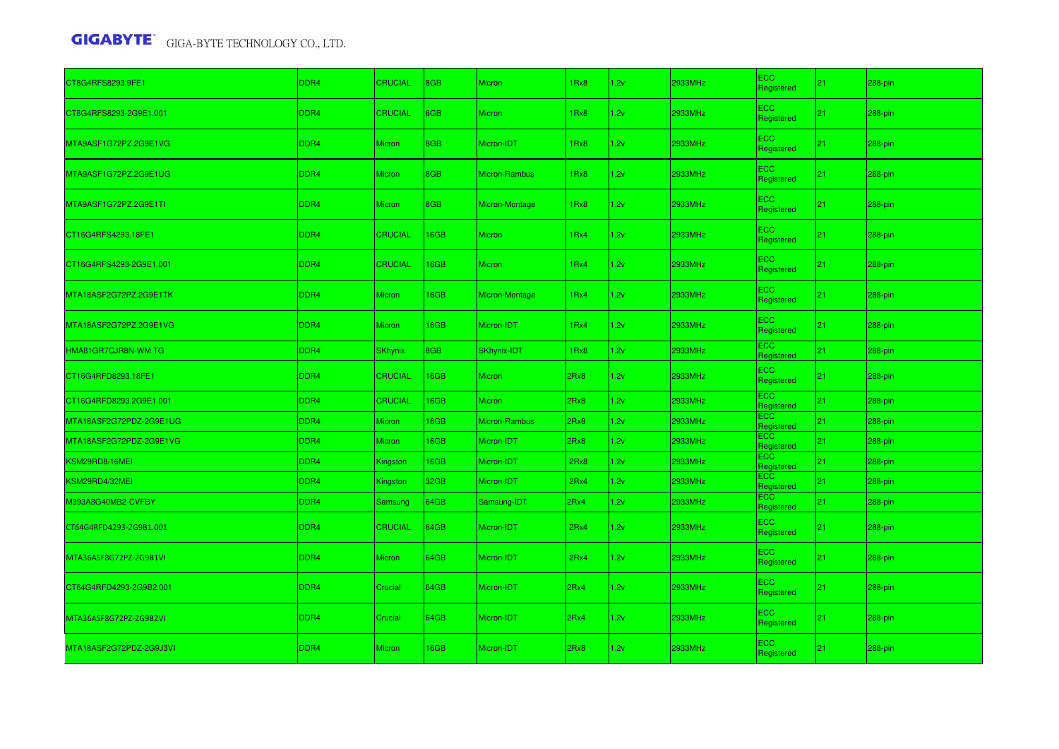| CT8G4RFS8293.9FE1 | DDR4 | CRUCIAL | 8GB | Micron | 1Rx8 | 1.2v | 2933MHz | ECC Registered | 21 | 288-pin |
|---|---|---|---|---|---|---|---|---|---|---|
| CT8G4RFS8293-2G9E1.001 | DDR4 | CRUCIAL | 8GB | Micron | 1Rx8 | 1.2v | 2933MHz | ECC Registered | 21 | 288-pin |
| MTA9ASF1G72PZ.2G9E1VG | DDR4 | Micron | 8GB | Micron-IDT | 1Rx8 | 1.2v | 2933MHz | ECC Registered | 21 | 288-pin |
| MTA9ASF1G72PZ.2G9E1UG | DDR4 | Micron | 8GB | Micron-Rambus | 1Rx8 | 1.2v | 2933MHz | ECC Registered | 21 | 288-pin |
| MTA9ASF1G72PZ.2G9E1TI | DDR4 | Micron | 8GB | Micron-Montage | 1Rx8 | 1.2v | 2933MHz | ECC Registered | 21 | 288-pin |
| CT16G4RFS4293.18FE1 | DDR4 | CRUCIAL | 16GB | Micron | 1Rx4 | 1.2v | 2933MHz | ECC Registered | 21 | 288-pin |
| CT16G4RFS4293-2G9E1.001 | DDR4 | CRUCIAL | 16GB | Micron | 1Rx4 | 1.2v | 2933MHz | ECC Registered | 21 | 288-pin |
| MTA18ASF2G72PZ.2G9E1TK | DDR4 | Micron | 16GB | Micron-Montage | 1Rx4 | 1.2v | 2933MHz | ECC Registered | 21 | 288-pin |
| MTA18ASF2G72PZ.2G9E1VG | DDR4 | Micron | 16GB | Micron-IDT | 1Rx4 | 1.2v | 2933MHz | ECC Registered | 21 | 288-pin |
| HMA81GR7CJR8N-WM TG | DDR4 | SKhynix | 8GB | SKhynix-IDT | 1Rx8 | 1.2v | 2933MHz | ECC Registered | 21 | 288-pin |
| CT16G4RFD8293.18FE1 | DDR4 | CRUCIAL | 16GB | Micron | 2Rx8 | 1.2v | 2933MHz | ECC Registered | 21 | 288-pin |
| CT16G4RFD8293.2G9E1.001 | DDR4 | CRUCIAL | 16GB | Micron | 2Rx8 | 1.2v | 2933MHz | ECC Registered | 21 | 288-pin |
| MTA18ASF2G72PDZ-2G9E1UG | DDR4 | Micron | 16GB | Micron-Rambus | 2Rx8 | 1.2v | 2933MHz | ECC Registered | 21 | 288-pin |
| MTA18ASF2G72PDZ-2G9E1VG | DDR4 | Micron | 16GB | Micron-IDT | 2Rx8 | 1.2v | 2933MHz | ECC Registered | 21 | 288-pin |
| KSM29RD8/16MEI | DDR4 | Kingston | 16GB | Micron-IDT | 2Rx8 | 1.2v | 2933MHz | ECC Registered | 21 | 288-pin |
| KSM29RD4/32MEI | DDR4 | Kingston | 32GB | Micron-IDT | 2Rx4 | 1.2v | 2933MHz | ECC Registered | 21 | 288-pin |
| M393A8G40MB2-CVFBY | DDR4 | Samsung | 64GB | Samsung-IDT | 2Rx4 | 1.2v | 2933MHz | ECC Registered | 21 | 288-pin |
| CT64G4RFD4293-2G9B1.001 | DDR4 | CRUCIAL | 64GB | Micron-IDT | 2Rx4 | 1.2v | 2933MHz | ECC Registered | 21 | 288-pin |
| MTA36ASF8G72PZ-2G9B1VI | DDR4 | Micron | 64GB | Micron-IDT | 2Rx4 | 1.2v | 2933MHz | ECC Registered | 21 | 288-pin |
| CT64G4RFD4293-2G9B2.001 | DDR4 | Crucial | 64GB | Micron-IDT | 2Rx4 | 1.2v | 2933MHz | ECC Registered | 21 | 288-pin |
| MTA36ASF8G72PZ-2G9B2VI | DDR4 | Crucial | 64GB | Micron-IDT | 2Rx4 | 1.2v | 2933MHz | ECC Registered | 21 | 288-pin |
| MTA18ASF2G72PDZ-2G9J3VI | DDR4 | Micron | 16GB | Micron-IDT | 2Rx8 | 1.2v | 2933MHz | ECC Registered | 21 | 288-pin |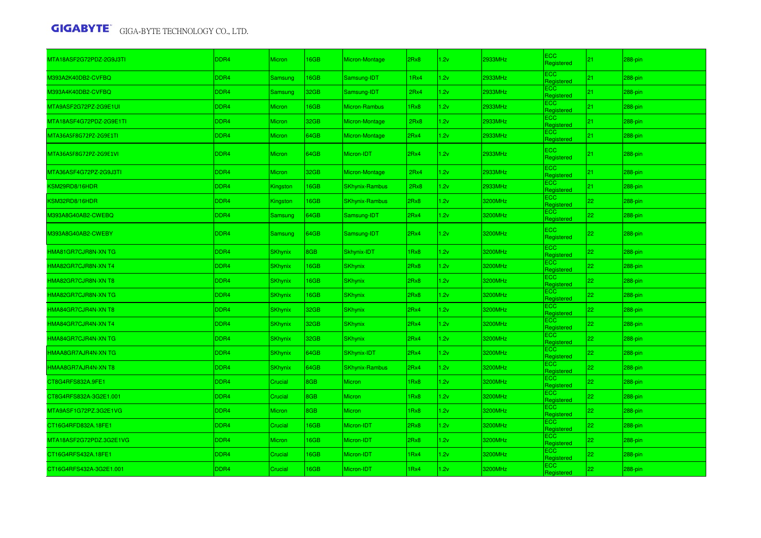| | | | | | | | | | | |
|---|---|---|---|---|---|---|---|---|---|---|
| MTA18ASF2G72PDZ-2G9J3TI | DDR4 | Micron | 16GB | Micron-Montage | 2Rx8 | 1.2v | 2933MHz | ECC Registered | 21 | 288-pin |
| M393A2K40DB2-CVFBQ | DDR4 | Samsung | 16GB | Samsung-IDT | 1Rx4 | 1.2v | 2933MHz | ECC Registered | 21 | 288-pin |
| M393A4K40DB2-CVFBQ | DDR4 | Samsung | 32GB | Samsung-IDT | 2Rx4 | 1.2v | 2933MHz | ECC Registered | 21 | 288-pin |
| MTA9ASF2G72PZ-2G9E1UI | DDR4 | Micron | 16GB | Micron-Rambus | 1Rx8 | 1.2v | 2933MHz | ECC Registered | 21 | 288-pin |
| MTA18ASF4G72PDZ-2G9E1TI | DDR4 | Micron | 32GB | Micron-Montage | 2Rx8 | 1.2v | 2933MHz | ECC Registered | 21 | 288-pin |
| MTA36ASF8G72PZ-2G9E1TI | DDR4 | Micron | 64GB | Micron-Montage | 2Rx4 | 1.2v | 2933MHz | ECC Registered | 21 | 288-pin |
| MTA36ASF8G72PZ-2G9E1VI | DDR4 | Micron | 64GB | Micron-IDT | 2Rx4 | 1.2v | 2933MHz | ECC Registered | 21 | 288-pin |
| MTA36ASF4G72PZ-2G9J3TI | DDR4 | Micron | 32GB | Micron-Montage | 2Rx4 | 1.2v | 2933MHz | ECC Registered | 21 | 288-pin |
| KSM29RD8/16HDR | DDR4 | Kingston | 16GB | SKhynix-Rambus | 2Rx8 | 1.2v | 2933MHz | ECC Registered | 21 | 288-pin |
| KSM32RD8/16HDR | DDR4 | Kingston | 16GB | SKhynix-Rambus | 2Rx8 | 1.2v | 3200MHz | ECC Registered | 22 | 288-pin |
| M393A8G40AB2-CWEBQ | DDR4 | Samsung | 64GB | Samsung-IDT | 2Rx4 | 1.2v | 3200MHz | ECC Registered | 22 | 288-pin |
| M393A8G40AB2-CWEBY | DDR4 | Samsung | 64GB | Samsung-IDT | 2Rx4 | 1.2v | 3200MHz | ECC Registered | 22 | 288-pin |
| HMA81GR7CJR8N-XN TG | DDR4 | SKhynix | 8GB | Skhynix-IDT | 1Rx8 | 1.2v | 3200MHz | ECC Registered | 22 | 288-pin |
| HMA82GR7CJR8N-XN T4 | DDR4 | SKhynix | 16GB | SKhynix | 2Rx8 | 1.2v | 3200MHz | ECC Registered | 22 | 288-pin |
| HMA82GR7CJR8N-XN T8 | DDR4 | SKhynix | 16GB | SKhynix | 2Rx8 | 1.2v | 3200MHz | ECC Registered | 22 | 288-pin |
| HMA82GR7CJR8N-XN TG | DDR4 | SKhynix | 16GB | SKhynix | 2Rx8 | 1.2v | 3200MHz | ECC Registered | 22 | 288-pin |
| HMA84GR7CJR4N-XN T8 | DDR4 | SKhynix | 32GB | SKhynix | 2Rx4 | 1.2v | 3200MHz | ECC Registered | 22 | 288-pin |
| HMA84GR7CJR4N-XN T4 | DDR4 | SKhynix | 32GB | SKhynix | 2Rx4 | 1.2v | 3200MHz | ECC Registered | 22 | 288-pin |
| HMA84GR7CJR4N-XN TG | DDR4 | SKhynix | 32GB | SKhynix | 2Rx4 | 1.2v | 3200MHz | ECC Registered | 22 | 288-pin |
| HMAA8GR7AJR4N-XN TG | DDR4 | SKhynix | 64GB | SKhynix-IDT | 2Rx4 | 1.2v | 3200MHz | ECC Registered | 22 | 288-pin |
| HMAA8GR7AJR4N-XN T8 | DDR4 | SKhynix | 64GB | SKhynix-Rambus | 2Rx4 | 1.2v | 3200MHz | ECC Registered | 22 | 288-pin |
| CT8G4RFS832A.9FE1 | DDR4 | Crucial | 8GB | Micron | 1Rx8 | 1.2v | 3200MHz | ECC Registered | 22 | 288-pin |
| CT8G4RFS832A-3G2E1.001 | DDR4 | Crucial | 8GB | Micron | 1Rx8 | 1.2v | 3200MHz | ECC Registered | 22 | 288-pin |
| MTA9ASF1G72PZ.3G2E1VG | DDR4 | Micron | 8GB | Micron | 1Rx8 | 1.2v | 3200MHz | ECC Registered | 22 | 288-pin |
| CT16G4RFD832A.18FE1 | DDR4 | Crucial | 16GB | Micron-IDT | 2Rx8 | 1.2v | 3200MHz | ECC Registered | 22 | 288-pin |
| MTA18ASF2G72PDZ.3G2E1VG | DDR4 | Micron | 16GB | Micron-IDT | 2Rx8 | 1.2v | 3200MHz | ECC Registered | 22 | 288-pin |
| CT16G4RFS432A.18FE1 | DDR4 | Crucial | 16GB | Micron-IDT | 1Rx4 | 1.2v | 3200MHz | ECC Registered | 22 | 288-pin |
| CT16G4RFS432A-3G2E1.001 | DDR4 | Crucial | 16GB | Micron-IDT | 1Rx4 | 1.2v | 3200MHz | ECC Registered | 22 | 288-pin |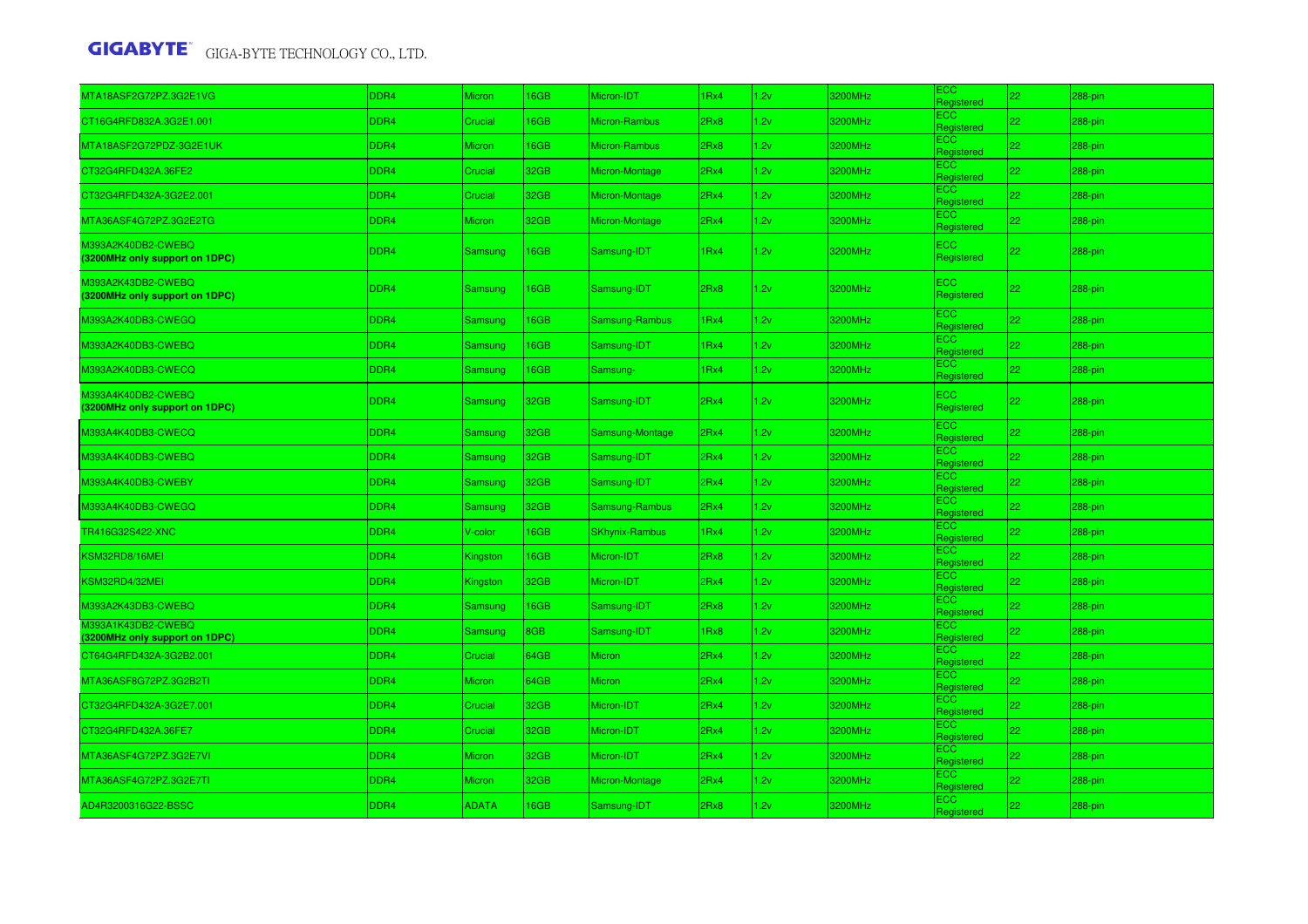| | | | | | | | | | | |
|---|---|---|---|---|---|---|---|---|---|---|
| MTA18ASF2G72PZ.3G2E1VG | DDR4 | Micron | 16GB | Micron-IDT | 1Rx4 | 1.2v | 3200MHz | ECC Registered | 22 | 288-pin |
| CT16G4RFD832A.3G2E1.001 | DDR4 | Crucial | 16GB | Micron-Rambus | 2Rx8 | 1.2v | 3200MHz | ECC Registered | 22 | 288-pin |
| MTA18ASF2G72PDZ-3G2E1UK | DDR4 | Micron | 16GB | Micron-Rambus | 2Rx8 | 1.2v | 3200MHz | ECC Registered | 22 | 288-pin |
| CT32G4RFD432A.36FE2 | DDR4 | Crucial | 32GB | Micron-Montage | 2Rx4 | 1.2v | 3200MHz | ECC Registered | 22 | 288-pin |
| CT32G4RFD432A-3G2E2.001 | DDR4 | Crucial | 32GB | Micron-Montage | 2Rx4 | 1.2v | 3200MHz | ECC Registered | 22 | 288-pin |
| MTA36ASF4G72PZ.3G2E2TG | DDR4 | Micron | 32GB | Micron-Montage | 2Rx4 | 1.2v | 3200MHz | ECC Registered | 22 | 288-pin |
| M393A2K40DB2-CWEBQ **(3200MHz only support on 1DPC)** | DDR4 | Samsung | 16GB | Samsung-IDT | 1Rx4 | 1.2v | 3200MHz | ECC Registered | 22 | 288-pin |
| M393A2K43DB2-CWEBQ **(3200MHz only support on 1DPC)** | DDR4 | Samsung | 16GB | Samsung-IDT | 2Rx8 | 1.2v | 3200MHz | ECC Registered | 22 | 288-pin |
| M393A2K40DB3-CWEGQ | DDR4 | Samsung | 16GB | Samsung-Rambus | 1Rx4 | 1.2v | 3200MHz | ECC Registered | 22 | 288-pin |
| M393A2K40DB3-CWEBQ | DDR4 | Samsung | 16GB | Samsung-IDT | 1Rx4 | 1.2v | 3200MHz | ECC Registered | 22 | 288-pin |
| M393A2K40DB3-CWECQ | DDR4 | Samsung | 16GB | Samsung- | 1Rx4 | 1.2v | 3200MHz | ECC Registered | 22 | 288-pin |
| M393A4K40DB2-CWEBQ **(3200MHz only support on 1DPC)** | DDR4 | Samsung | 32GB | Samsung-IDT | 2Rx4 | 1.2v | 3200MHz | ECC Registered | 22 | 288-pin |
| M393A4K40DB3-CWECQ | DDR4 | Samsung | 32GB | Samsung-Montage | 2Rx4 | 1.2v | 3200MHz | ECC Registered | 22 | 288-pin |
| M393A4K40DB3-CWEBQ | DDR4 | Samsung | 32GB | Samsung-IDT | 2Rx4 | 1.2v | 3200MHz | ECC Registered | 22 | 288-pin |
| M393A4K40DB3-CWEBY | DDR4 | Samsung | 32GB | Samsung-IDT | 2Rx4 | 1.2v | 3200MHz | ECC Registered | 22 | 288-pin |
| M393A4K40DB3-CWEGQ | DDR4 | Samsung | 32GB | Samsung-Rambus | 2Rx4 | 1.2v | 3200MHz | ECC Registered | 22 | 288-pin |
| TR416G32S422-XNC | DDR4 | V-color | 16GB | SKhynix-Rambus | 1Rx4 | 1.2v | 3200MHz | ECC Registered | 22 | 288-pin |
| KSM32RD8/16MEI | DDR4 | Kingston | 16GB | Micron-IDT | 2Rx8 | 1.2v | 3200MHz | ECC Registered | 22 | 288-pin |
| KSM32RD4/32MEI | DDR4 | Kingston | 32GB | Micron-IDT | 2Rx4 | 1.2v | 3200MHz | ECC Registered | 22 | 288-pin |
| M393A2K43DB3-CWEBQ | DDR4 | Samsung | 16GB | Samsung-IDT | 2Rx8 | 1.2v | 3200MHz | ECC Registered | 22 | 288-pin |
| M393A1K43DB2-CWEBQ **(3200MHz only support on 1DPC)** | DDR4 | Samsung | 8GB | Samsung-IDT | 1Rx8 | 1.2v | 3200MHz | ECC Registered | 22 | 288-pin |
| CT64G4RFD432A-3G2B2.001 | DDR4 | Crucial | 64GB | Micron | 2Rx4 | 1.2v | 3200MHz | ECC Registered | 22 | 288-pin |
| MTA36ASF8G72PZ.3G2B2TI | DDR4 | Micron | 64GB | Micron | 2Rx4 | 1.2v | 3200MHz | ECC Registered | 22 | 288-pin |
| CT32G4RFD432A-3G2E7.001 | DDR4 | Crucial | 32GB | Micron-IDT | 2Rx4 | 1.2v | 3200MHz | ECC Registered | 22 | 288-pin |
| CT32G4RFD432A.36FE7 | DDR4 | Crucial | 32GB | Micron-IDT | 2Rx4 | 1.2v | 3200MHz | ECC Registered | 22 | 288-pin |
| MTA36ASF4G72PZ.3G2E7VI | DDR4 | Micron | 32GB | Micron-IDT | 2Rx4 | 1.2v | 3200MHz | ECC Registered | 22 | 288-pin |
| MTA36ASF4G72PZ.3G2E7TI | DDR4 | Micron | 32GB | Micron-Montage | 2Rx4 | 1.2v | 3200MHz | ECC Registered | 22 | 288-pin |
| AD4R3200316G22-BSSC | DDR4 | ADATA | 16GB | Samsung-IDT | 2Rx8 | 1.2v | 3200MHz | ECC Registered | 22 | 288-pin |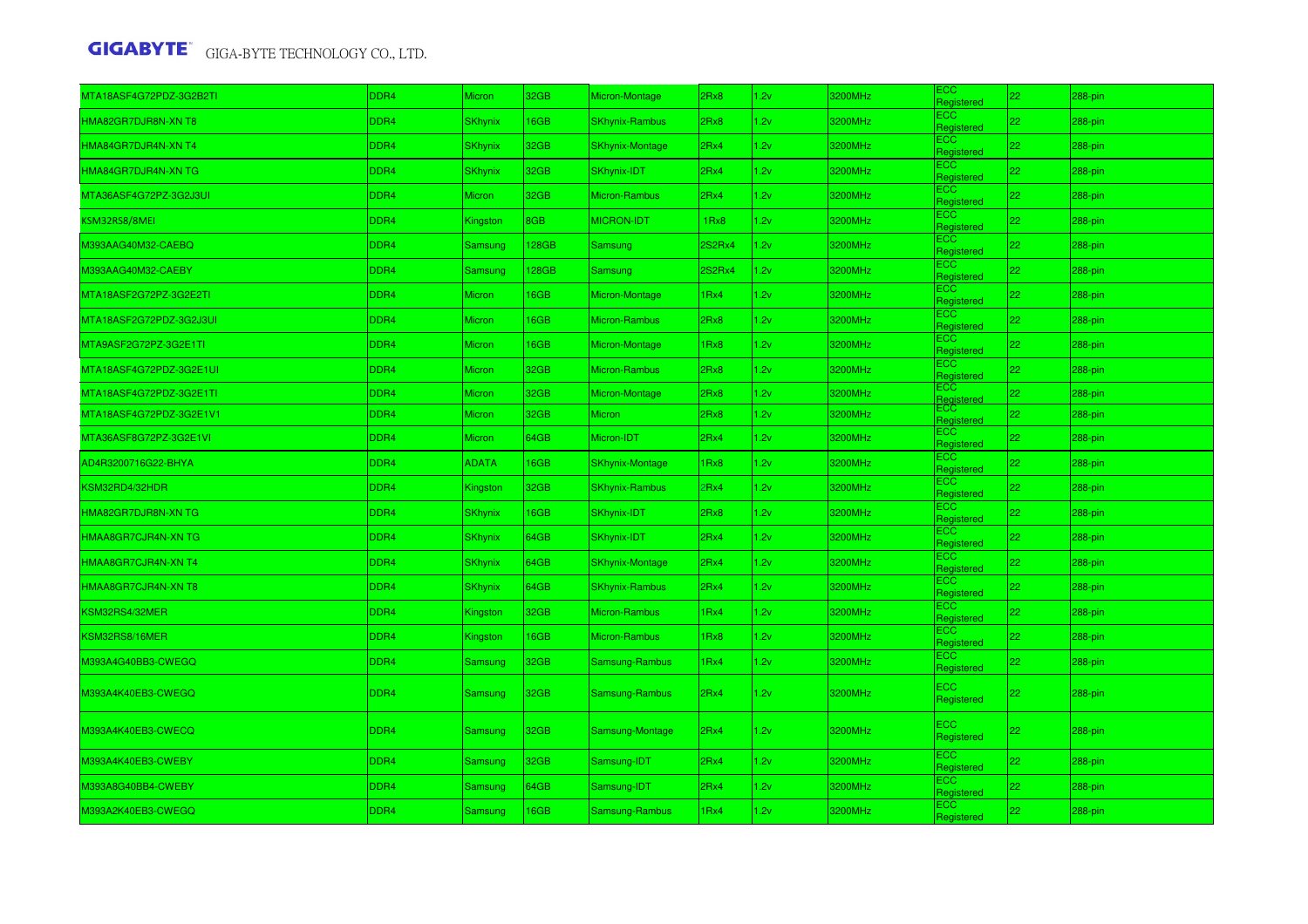| | | | | | | | | | | |
|---|---|---|---|---|---|---|---|---|---|---|
| MTA18ASF4G72PDZ-3G2B2TI | DDR4 | Micron | 32GB | Micron-Montage | 2Rx8 | 1.2v | 3200MHz | ECC Registered | 22 | 288-pin |
| HMA82GR7DJR8N-XN T8 | DDR4 | SKhynix | 16GB | SKhynix-Rambus | 2Rx8 | 1.2v | 3200MHz | ECC Registered | 22 | 288-pin |
| HMA84GR7DJR4N-XN T4 | DDR4 | SKhynix | 32GB | SKhynix-Montage | 2Rx4 | 1.2v | 3200MHz | ECC Registered | 22 | 288-pin |
| HMA84GR7DJR4N-XN TG | DDR4 | SKhynix | 32GB | SKhynix-IDT | 2Rx4 | 1.2v | 3200MHz | ECC Registered | 22 | 288-pin |
| MTA36ASF4G72PZ-3G2J3UI | DDR4 | Micron | 32GB | Micron-Rambus | 2Rx4 | 1.2v | 3200MHz | ECC Registered | 22 | 288-pin |
| KSM32RS8/8MEI | DDR4 | Kingston | 8GB | MICRON-IDT | 1Rx8 | 1.2v | 3200MHz | ECC Registered | 22 | 288-pin |
| M393AAG40M32-CAEBQ | DDR4 | Samsung | 128GB | Samsung | 2S2Rx4 | 1.2v | 3200MHz | ECC Registered | 22 | 288-pin |
| M393AAG40M32-CAEBY | DDR4 | Samsung | 128GB | Samsung | 2S2Rx4 | 1.2v | 3200MHz | ECC Registered | 22 | 288-pin |
| MTA18ASF2G72PZ-3G2E2TI | DDR4 | Micron | 16GB | Micron-Montage | 1Rx4 | 1.2v | 3200MHz | ECC Registered | 22 | 288-pin |
| MTA18ASF2G72PDZ-3G2J3UI | DDR4 | Micron | 16GB | Micron-Rambus | 2Rx8 | 1.2v | 3200MHz | ECC Registered | 22 | 288-pin |
| MTA9ASF2G72PZ-3G2E1TI | DDR4 | Micron | 16GB | Micron-Montage | 1Rx8 | 1.2v | 3200MHz | ECC Registered | 22 | 288-pin |
| MTA18ASF4G72PDZ-3G2E1UI | DDR4 | Micron | 32GB | Micron-Rambus | 2Rx8 | 1.2v | 3200MHz | ECC Registered | 22 | 288-pin |
| MTA18ASF4G72PDZ-3G2E1TI | DDR4 | Micron | 32GB | Micron-Montage | 2Rx8 | 1.2v | 3200MHz | ECC Registered | 22 | 288-pin |
| MTA18ASF4G72PDZ-3G2E1V1 | DDR4 | Micron | 32GB | Micron | 2Rx8 | 1.2v | 3200MHz | ECC Registered | 22 | 288-pin |
| MTA36ASF8G72PZ-3G2E1VI | DDR4 | Micron | 64GB | Micron-IDT | 2Rx4 | 1.2v | 3200MHz | ECC Registered | 22 | 288-pin |
| AD4R3200716G22-BHYA | DDR4 | ADATA | 16GB | SKhynix-Montage | 1Rx8 | 1.2v | 3200MHz | ECC Registered | 22 | 288-pin |
| KSM32RD4/32HDR | DDR4 | Kingston | 32GB | SKhynix-Rambus | 2Rx4 | 1.2v | 3200MHz | ECC Registered | 22 | 288-pin |
| HMA82GR7DJR8N-XN TG | DDR4 | SKhynix | 16GB | SKhynix-IDT | 2Rx8 | 1.2v | 3200MHz | ECC Registered | 22 | 288-pin |
| HMAA8GR7CJR4N-XN TG | DDR4 | SKhynix | 64GB | SKhynix-IDT | 2Rx4 | 1.2v | 3200MHz | ECC Registered | 22 | 288-pin |
| HMAA8GR7CJR4N-XN T4 | DDR4 | SKhynix | 64GB | SKhynix-Montage | 2Rx4 | 1.2v | 3200MHz | ECC Registered | 22 | 288-pin |
| HMAA8GR7CJR4N-XN T8 | DDR4 | SKhynix | 64GB | SKhynix-Rambus | 2Rx4 | 1.2v | 3200MHz | ECC Registered | 22 | 288-pin |
| KSM32RS4/32MER | DDR4 | Kingston | 32GB | Micron-Rambus | 1Rx4 | 1.2v | 3200MHz | ECC Registered | 22 | 288-pin |
| KSM32RS8/16MER | DDR4 | Kingston | 16GB | Micron-Rambus | 1Rx8 | 1.2v | 3200MHz | ECC Registered | 22 | 288-pin |
| M393A4G40BB3-CWEGQ | DDR4 | Samsung | 32GB | Samsung-Rambus | 1Rx4 | 1.2v | 3200MHz | ECC Registered | 22 | 288-pin |
| M393A4K40EB3-CWEGQ | DDR4 | Samsung | 32GB | Samsung-Rambus | 2Rx4 | 1.2v | 3200MHz | ECC Registered | 22 | 288-pin |
| M393A4K40EB3-CWECQ | DDR4 | Samsung | 32GB | Samsung-Montage | 2Rx4 | 1.2v | 3200MHz | ECC Registered | 22 | 288-pin |
| M393A4K40EB3-CWEBY | DDR4 | Samsung | 32GB | Samsung-IDT | 2Rx4 | 1.2v | 3200MHz | ECC Registered | 22 | 288-pin |
| M393A8G40BB4-CWEBY | DDR4 | Samsung | 64GB | Samsung-IDT | 2Rx4 | 1.2v | 3200MHz | ECC Registered | 22 | 288-pin |
| M393A2K40EB3-CWEGQ | DDR4 | Samsung | 16GB | Samsung-Rambus | 1Rx4 | 1.2v | 3200MHz | ECC Registered | 22 | 288-pin |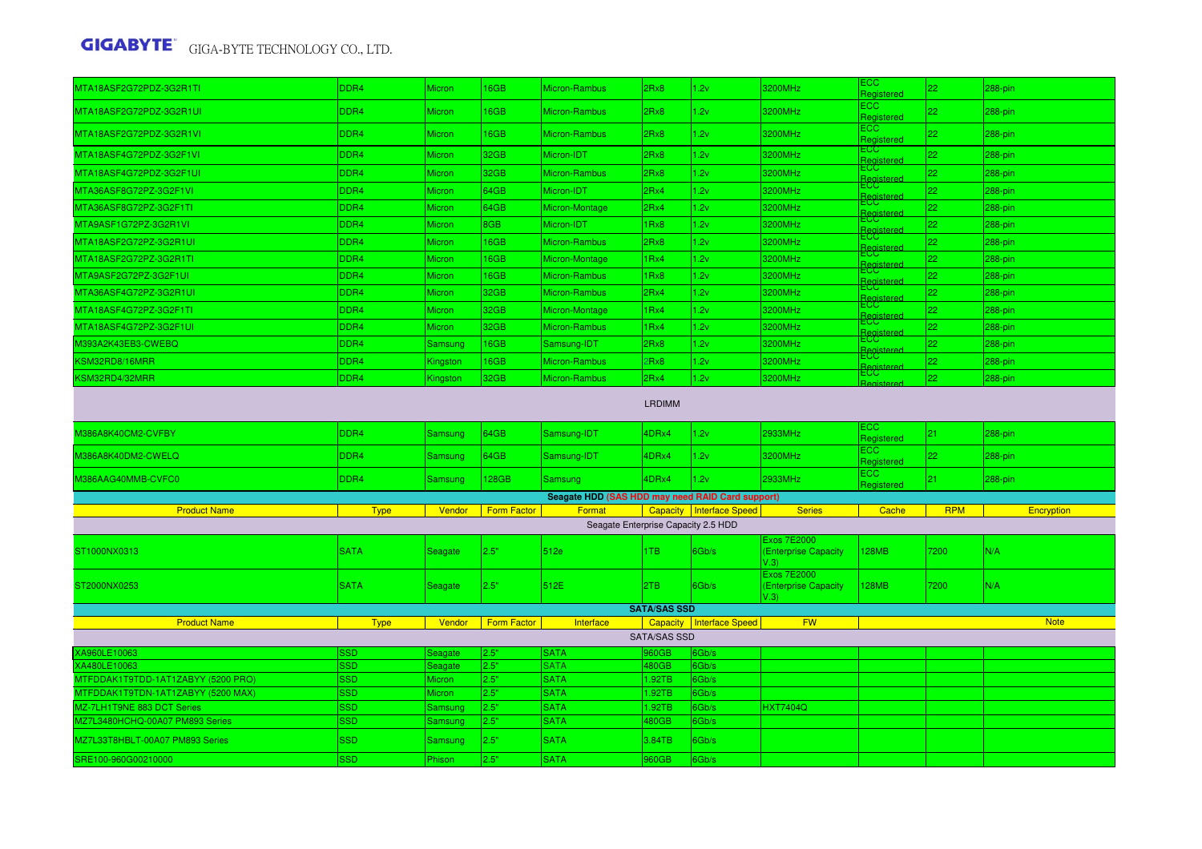| | | | | | | | | | | |
|---|---|---|---|---|---|---|---|---|---|---|
| MTA18ASF2G72PDZ-3G2R1TI | DDR4 | Micron | 16GB | Micron-Rambus | 2Rx8 | 1.2v | 3200MHz | ECC Registered | 22 | 288-pin |
| MTA18ASF2G72PDZ-3G2R1UI | DDR4 | Micron | 16GB | Micron-Rambus | 2Rx8 | 1.2v | 3200MHz | ECC Registered | 22 | 288-pin |
| MTA18ASF2G72PDZ-3G2R1VI | DDR4 | Micron | 16GB | Micron-Rambus | 2Rx8 | 1.2v | 3200MHz | ECC Registered | 22 | 288-pin |
| MTA18ASF4G72PDZ-3G2F1VI | DDR4 | Micron | 32GB | Micron-IDT | 2Rx8 | 1.2v | 3200MHz | ECC Registered | 22 | 288-pin |
| MTA18ASF4G72PDZ-3G2F1UI | DDR4 | Micron | 32GB | Micron-Rambus | 2Rx8 | 1.2v | 3200MHz | ECC Registered | 22 | 288-pin |
| MTA36ASF8G72PZ-3G2F1VI | DDR4 | Micron | 64GB | Micron-IDT | 2Rx4 | 1.2v | 3200MHz | ECC Registered | 22 | 288-pin |
| MTA36ASF8G72PZ-3G2F1TI | DDR4 | Micron | 64GB | Micron-Montage | 2Rx4 | 1.2v | 3200MHz | ECC Registered | 22 | 288-pin |
| MTA9ASF1G72PZ-3G2R1VI | DDR4 | Micron | 8GB | Micron-IDT | 1Rx8 | 1.2v | 3200MHz | ECC Registered | 22 | 288-pin |
| MTA18ASF2G72PZ-3G2R1UI | DDR4 | Micron | 16GB | Micron-Rambus | 2Rx8 | 1.2v | 3200MHz | ECC Registered | 22 | 288-pin |
| MTA18ASF2G72PZ-3G2R1TI | DDR4 | Micron | 16GB | Micron-Montage | 1Rx4 | 1.2v | 3200MHz | ECC Registered | 22 | 288-pin |
| MTA9ASF2G72PZ-3G2F1UI | DDR4 | Micron | 16GB | Micron-Rambus | 1Rx8 | 1.2v | 3200MHz | ECC Registered | 22 | 288-pin |
| MTA36ASF4G72PZ-3G2R1UI | DDR4 | Micron | 32GB | Micron-Rambus | 2Rx4 | 1.2v | 3200MHz | ECC Registered | 22 | 288-pin |
| MTA18ASF4G72PZ-3G2F1TI | DDR4 | Micron | 32GB | Micron-Montage | 1Rx4 | 1.2v | 3200MHz | ECC Registered | 22 | 288-pin |
| MTA18ASF4G72PZ-3G2F1UI | DDR4 | Micron | 32GB | Micron-Rambus | 1Rx4 | 1.2v | 3200MHz | ECC Registered | 22 | 288-pin |
| M393A2K43EB3-CWEBQ | DDR4 | Samsung | 16GB | Samsung-IDT | 2Rx8 | 1.2v | 3200MHz | ECC Registered | 22 | 288-pin |
| KSM32RD8/16MRR | DDR4 | Kingston | 16GB | Micron-Rambus | 2Rx8 | 1.2v | 3200MHz | ECC Registered | 22 | 288-pin |
| KSM32RD4/32MRR | DDR4 | Kingston | 32GB | Micron-Rambus | 2Rx4 | 1.2v | 3200MHz | ECC Registered | 22 | 288-pin |
| LRDIMM | | | | | | | | | | |
| M386A8K40CM2-CVFBY | DDR4 | Samsung | 64GB | Samsung-IDT | 4DRx4 | 1.2v | 2933MHz | ECC Registered | 21 | 288-pin |
| M386A8K40DM2-CWELQ | DDR4 | Samsung | 64GB | Samsung-IDT | 4DRx4 | 1.2v | 3200MHz | ECC Registered | 22 | 288-pin |
| M386AAG40MMB-CVFC0 | DDR4 | Samsung | 128GB | Samsung | 4DRx4 | 1.2v | 2933MHz | ECC Registered | 21 | 288-pin |

**Seagate HDD (SAS HDD may need RAID Card support)**

| Product Name | Type | Vendor | Form Factor | Format | Capacity | Interface Speed | Series | Cache | RPM | Encryption |
|---|---|---|---|---|---|---|---|---|---|---|
| Seagate Enterprise Capacity 2.5 HDD | | | | | | | | | | |
| ST1000NX0313 | SATA | Seagate | 2.5" | 512e | 1TB | 6Gb/s | Exos 7E2000 (Enterprise Capacity V.3) | 128MB | 7200 | N/A |
| ST2000NX0253 | SATA | Seagate | 2.5" | 512E | 2TB | 6Gb/s | Exos 7E2000 (Enterprise Capacity V.3) | 128MB | 7200 | N/A |

**SATA/SAS SSD**

| Product Name | Type | Vendor | Form Factor | Interface | Capacity | Interface Speed | FW | Note |
|---|---|---|---|---|---|---|---|---|
| SATA/SAS SSD | | | | | | | | |
| XA960LE10063 | SSD | Seagate | 2.5" | SATA | 960GB | 6Gb/s | | |
| XA480LE10063 | SSD | Seagate | 2.5" | SATA | 480GB | 6Gb/s | | |
| MTFDDAK1T9TDD-1AT1ZABYY (5200 PRO) | SSD | Micron | 2.5" | SATA | 1.92TB | 6Gb/s | | |
| MTFDDAK1T9TDN-1AT1ZABYY (5200 MAX) | SSD | Micron | 2.5" | SATA | 1.92TB | 6Gb/s | | |
| MZ-7LH1T9NE 883 DCT Series | SSD | Samsung | 2.5" | SATA | 1.92TB | 6Gb/s | HXT7404Q | |
| MZ7L3480HCHQ-00A07 PM893 Series | SSD | Samsung | 2.5" | SATA | 480GB | 6Gb/s | | |
| MZ7L33T8HBLT-00A07 PM893 Series | SSD | Samsung | 2.5" | SATA | 3.84TB | 6Gb/s | | |
| SRE100-960G00210000 | SSD | Phison | 2.5" | SATA | 960GB | 6Gb/s | | |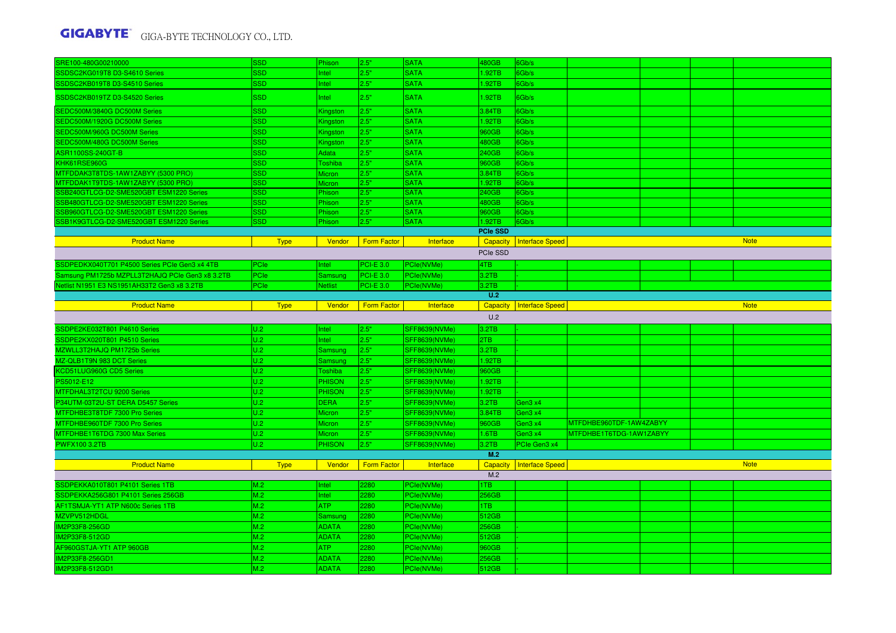| | | | | | | | | | | |
|---|---|---|---|---|---|---|---|---|---|---|
| SRE100-480G00210000 | SSD | Phison | 2.5" | SATA | 480GB | 6Gb/s | | | | |
| SSDSC2KG019T8 D3-S4610 Series | SSD | Intel | 2.5" | SATA | 1.92TB | 6Gb/s | | | | |
| SSDSC2KB019T8 D3-S4510 Series | SSD | Intel | 2.5" | SATA | 1.92TB | 6Gb/s | | | | |
| SSDSC2KB019TZ D3-S4520 Series | SSD | Intel | 2.5" | SATA | 1.92TB | 6Gb/s | | | | |
| SEDC500M/3840G DC500M Series | SSD | Kingston | 2.5" | SATA | 3.84TB | 6Gb/s | | | | |
| SEDC500M/1920G DC500M Series | SSD | Kingston | 2.5" | SATA | 1.92TB | 6Gb/s | | | | |
| SEDC500M/960G DC500M Series | SSD | Kingston | 2.5" | SATA | 960GB | 6Gb/s | | | | |
| SEDC500M/480G DC500M Series | SSD | Kingston | 2.5" | SATA | 480GB | 6Gb/s | | | | |
| ASR1100SS-240GT-B | SSD | Adata | 2.5" | SATA | 240GB | 6Gb/s | | | | |
| KHK61RSE960G | SSD | Toshiba | 2.5" | SATA | 960GB | 6Gb/s | | | | |
| MTFDDAK3T8TDS-1AW1ZABYY (5300 PRO) | SSD | Micron | 2.5" | SATA | 3.84TB | 6Gb/s | | | | |
| MTFDDAK1T9TDS-1AW1ZABYY (5300 PRO) | SSD | Micron | 2.5" | SATA | 1.92TB | 6Gb/s | | | | |
| SSB240GTLCG-D2-SME520GBT ESM1220 Series | SSD | Phison | 2.5" | SATA | 240GB | 6Gb/s | | | | |
| SSB480GTLCG-D2-SME520GBT ESM1220 Series | SSD | Phison | 2.5" | SATA | 480GB | 6Gb/s | | | | |
| SSB960GTLCG-D2-SME520GBT ESM1220 Series | SSD | Phison | 2.5" | SATA | 960GB | 6Gb/s | | | | |
| SSB1K9GTLCG-D2-SME520GBT ESM1220 Series | SSD | Phison | 2.5" | SATA | 1.92TB | 6Gb/s | | | | |

**PCIe SSD**

| Product Name | Type | Vendor | Form Factor | Interface | Capacity | Interface Speed | Note | | | |
|---|---|---|---|---|---|---|---|---|---|---|
| PCIe SSD | | | | | | | | | | |
| SSDPEDKX040T701 P4500 Series PCIe Gen3 x4 4TB | PCIe | Intel | PCI-E 3.0 | PCIe(NVMe) | 4TB | - | | | | |
| Samsung PM1725b MZPLL3T2HAJQ PCIe Gen3 x8 3.2TB | PCIe | Samsung | PCI-E 3.0 | PCIe(NVMe) | 3.2TB | - | | | | |
| Netlist N1951 E3 NS1951AH33T2 Gen3 x8 3.2TB | PCIe | Netlist | PCI-E 3.0 | PCIe(NVMe) | 3.2TB | - | | | | |

**U.2**

| Product Name | Type | Vendor | Form Factor | Interface | Capacity | Interface Speed | Note | | | |
|---|---|---|---|---|---|---|---|---|---|---|
| U.2 | | | | | | | | | | |
| SSDPE2KE032T801 P4610 Series | U.2 | Intel | 2.5" | SFF8639(NVMe) | 3.2TB | - | | | | |
| SSDPE2KX020T801 P4510 Series | U.2 | Intel | 2.5" | SFF8639(NVMe) | 2TB | - | | | | |
| MZWLL3T2HAJQ PM1725b Series | U.2 | Samsung | 2.5" | SFF8639(NVMe) | 3.2TB | - | | | | |
| MZ-QLB1T9N 983 DCT Series | U.2 | Samsung | 2.5" | SFF8639(NVMe) | 1.92TB | - | | | | |
| KCD51LUG960G CD5 Series | U.2 | Toshiba | 2.5" | SFF8639(NVMe) | 960GB | - | | | | |
| PS5012-E12 | U.2 | PHISON | 2.5" | SFF8639(NVMe) | 1.92TB | - | | | | |
| MTFDHAL3T2TCU 9200 Series | U.2 | PHISON | 2.5" | SFF8639(NVMe) | 1.92TB | - | | | | |
| P34UTM-03T2U-ST DERA D5457 Series | U.2 | DERA | 2.5" | SFF8639(NVMe) | 3.2TB | Gen3 x4 | | | | |
| MTFDHBE3T8TDF 7300 Pro Series | U.2 | Micron | 2.5" | SFF8639(NVMe) | 3.84TB | Gen3 x4 | | | | |
| MTFDHBE960TDF 7300 Pro Series | U.2 | Micron | 2.5" | SFF8639(NVMe) | 960GB | Gen3 x4 | MTFDHBE960TDF-1AW4ZABYY | | | |
| MTFDHBE1T6TDG 7300 Max Series | U.2 | Micron | 2.5" | SFF8639(NVMe) | 1.6TB | Gen3 x4 | MTFDHBE1T6TDG-1AW1ZABYY | | | |
| PWFX100 3.2TB | U.2 | PHISON | 2.5" | SFF8639(NVMe) | 3.2TB | PCIe Gen3 x4 | | | | |

**M.2**

| Product Name | Type | Vendor | Form Factor | Interface | Capacity | Interface Speed | Note | | | |
|---|---|---|---|---|---|---|---|---|---|---|
| M.2 | | | | | | | | | | |
| SSDPEKKA010T801 P4101 Series 1TB | M.2 | Intel | 2280 | PCIe(NVMe) | 1TB | | | | | |
| SSDPEKKA256G801 P4101 Series 256GB | M.2 | Intel | 2280 | PCIe(NVMe) | 256GB | | | | | |
| AF1TSMJA-YT1 ATP N600c Series 1TB | M.2 | ATP | 2280 | PCIe(NVMe) | 1TB | | | | | |
| MZVPV512HDGL | M.2 | Samsung | 2280 | PCIe(NVMe) | 512GB | | | | | |
| IM2P33F8-256GD | M.2 | ADATA | 2280 | PCIe(NVMe) | 256GB | - | | | | |
| IM2P33F8-512GD | M.2 | ADATA | 2280 | PCIe(NVMe) | 512GB | - | | | | |
| AF960GSTJA-YT1 ATP 960GB | M.2 | ATP | 2280 | PCIe(NVMe) | 960GB | - | | | | |
| IM2P33F8-256GD1 | M.2 | ADATA | 2280 | PCIe(NVMe) | 256GB | - | | | | |
| IM2P33F8-512GD1 | M.2 | ADATA | 2280 | PCIe(NVMe) | 512GB | - | | | | |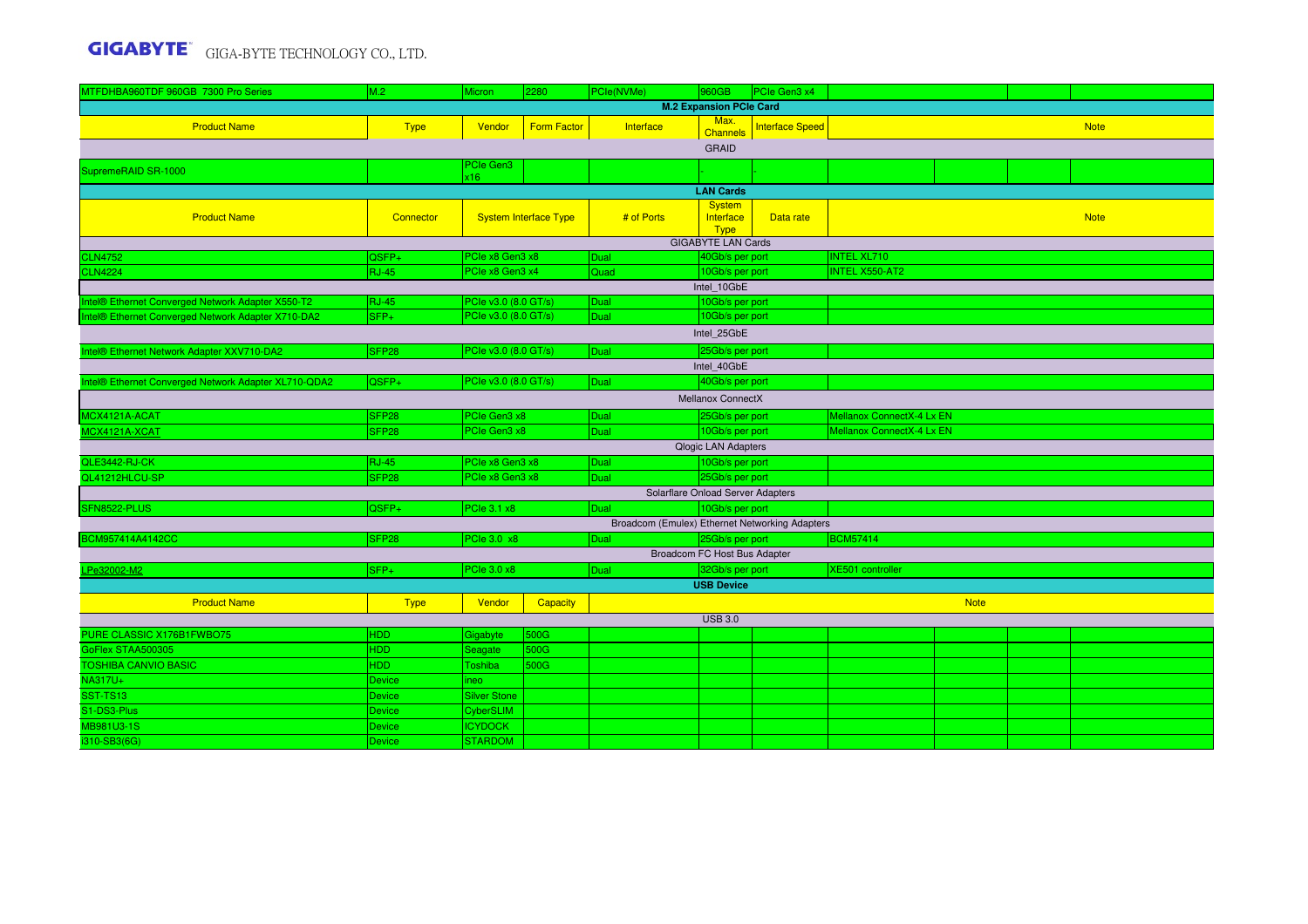| | | | | | | | | | | | |
|---|---|---|---|---|---|---|---|---|---|---|---|
| MTFDHBA960TDF 960GB 7300 Pro Series | M.2 | Micron | 2280 | PCIe(NVMe) | 960GB | PCIe Gen3 x4 | | | | | |

**M.2 Expansion PCIe Card**

| Product Name | Type | Vendor | Form Factor | Interface | Max. Channels | Interface Speed | Note |
|---|---|---|---|---|---|---|---|
| GRAID | | | | | | | |
| SupremeRAID SR-1000 | | PCIe Gen3 x16 | | | - | - | |

**LAN Cards**

| Product Name | Connector | System Interface Type | # of Ports | System Interface Type | Data rate | Note |
|---|---|---|---|---|---|---|
| GIGABYTE LAN Cards | | | | | | |
| CLN4752 | QSFP+ | PCIe x8 Gen3 x8 | Dual | 40Gb/s per port | | INTEL XL710 |
| CLN4224 | RJ-45 | PCIe x8 Gen3 x4 | Quad | 10Gb/s per port | | INTEL X550-AT2 |
| Intel_10GbE | | | | | | |
| Intel® Ethernet Converged Network Adapter X550-T2 | RJ-45 | PCIe v3.0 (8.0 GT/s) | Dual | 10Gb/s per port | | |
| Intel® Ethernet Converged Network Adapter X710-DA2 | SFP+ | PCIe v3.0 (8.0 GT/s) | Dual | 10Gb/s per port | | |
| Intel_25GbE | | | | | | |
| Intel® Ethernet Network Adapter XXV710-DA2 | SFP28 | PCIe v3.0 (8.0 GT/s) | Dual | 25Gb/s per port | | |
| Intel_40GbE | | | | | | |
| Intel® Ethernet Converged Network Adapter XL710-QDA2 | QSFP+ | PCIe v3.0 (8.0 GT/s) | Dual | 40Gb/s per port | | |
| Mellanox ConnectX | | | | | | |
| MCX4121A-ACAT | SFP28 | PCIe Gen3 x8 | Dual | 25Gb/s per port | | Mellanox ConnectX-4 Lx EN |
| MCX4121A-XCAT | SFP28 | PCIe Gen3 x8 | Dual | 10Gb/s per port | | Mellanox ConnectX-4 Lx EN |
| Qlogic LAN Adapters | | | | | | |
| QLE3442-RJ-CK | RJ-45 | PCIe x8 Gen3 x8 | Dual | 10Gb/s per port | | |
| QL41212HLCU-SP | SFP28 | PCIe x8 Gen3 x8 | Dual | 25Gb/s per port | | |
| Solarflare Onload Server Adapters | | | | | | |
| SFN8522-PLUS | QSFP+ | PCIe 3.1 x8 | Dual | 10Gb/s per port | | |
| Broadcom (Emulex) Ethernet Networking Adapters | | | | | | |
| BCM957414A4142CC | SFP28 | PCIe 3.0 x8 | Dual | 25Gb/s per port | | BCM57414 |
| Broadcom FC Host Bus Adapter | | | | | | |
| LPe32002-M2 | SFP+ | PCIe 3.0 x8 | Dual | 32Gb/s per port | | XE501 controller |

**USB Device**

| Product Name | Type | Vendor | Capacity | Note |
|---|---|---|---|---|
| USB 3.0 | | | | |
| PURE CLASSIC X176B1FWBO75 | HDD | Gigabyte | 500G | |
| GoFlex STAA500305 | HDD | Seagate | 500G | |
| TOSHIBA CANVIO BASIC | HDD | Toshiba | 500G | |
| NA317U+ | Device | ineo | | |
| SST-TS13 | Device | Silver Stone | | |
| S1-DS3-Plus | Device | CyberSLIM | | |
| MB981U3-1S | Device | ICYDOCK | | |
| i310-SB3(6G) | Device | STARDOM | | |